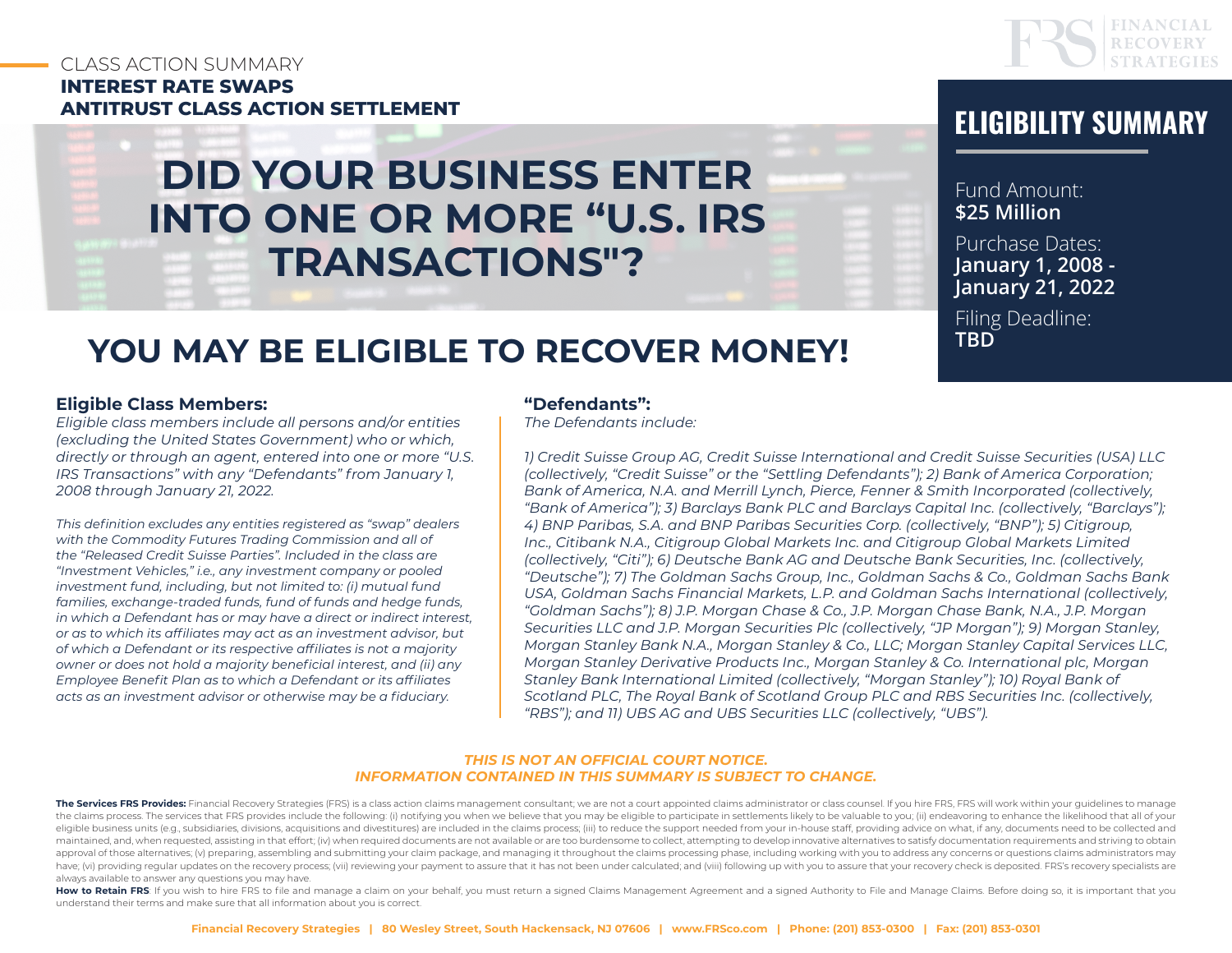CLASS ACTION SUMMARY
**INTEREST RATE SWAPS**
**ANTITRUST CLASS ACTION SETTLEMENT**

FINANCIAL RECOVERY STRATEGIES

# DID YOUR BUSINESS ENTER INTO ONE OR MORE "U.S. IRS TRANSACTIONS"?

## ELIGIBILITY SUMMARY

Fund Amount:
**$25 Million**

Purchase Dates:
**January 1, 2008 - January 21, 2022**

Filing Deadline:
**TBD**

## YOU MAY BE ELIGIBLE TO RECOVER MONEY!

### Eligible Class Members:

*Eligible class members include all persons and/or entities (excluding the United States Government) who or which, directly or through an agent, entered into one or more "U.S. IRS Transactions" with any "Defendants" from January 1, 2008 through January 21, 2022.*

*This definition excludes any entities registered as "swap" dealers with the Commodity Futures Trading Commission and all of the "Released Credit Suisse Parties". Included in the class are "Investment Vehicles," i.e., any investment company or pooled investment fund, including, but not limited to: (i) mutual fund families, exchange-traded funds, fund of funds and hedge funds, in which a Defendant has or may have a direct or indirect interest, or as to which its affiliates may act as an investment advisor, but of which a Defendant or its respective affiliates is not a majority owner or does not hold a majority beneficial interest, and (ii) any Employee Benefit Plan as to which a Defendant or its affiliates acts as an investment advisor or otherwise may be a fiduciary.*

### "Defendants":

*The Defendants include:*

*1) Credit Suisse Group AG, Credit Suisse International and Credit Suisse Securities (USA) LLC (collectively, "Credit Suisse" or the "Settling Defendants"); 2) Bank of America Corporation; Bank of America, N.A. and Merrill Lynch, Pierce, Fenner & Smith Incorporated (collectively, "Bank of America"); 3) Barclays Bank PLC and Barclays Capital Inc. (collectively, "Barclays"); 4) BNP Paribas, S.A. and BNP Paribas Securities Corp. (collectively, "BNP"); 5) Citigroup, Inc., Citibank N.A., Citigroup Global Markets Inc. and Citigroup Global Markets Limited (collectively, "Citi"); 6) Deutsche Bank AG and Deutsche Bank Securities, Inc. (collectively, "Deutsche"); 7) The Goldman Sachs Group, Inc., Goldman Sachs & Co., Goldman Sachs Bank USA, Goldman Sachs Financial Markets, L.P. and Goldman Sachs International (collectively, "Goldman Sachs"); 8) J.P. Morgan Chase & Co., J.P. Morgan Chase Bank, N.A., J.P. Morgan Securities LLC and J.P. Morgan Securities Plc (collectively, "JP Morgan"); 9) Morgan Stanley, Morgan Stanley Bank N.A., Morgan Stanley & Co., LLC; Morgan Stanley Capital Services LLC, Morgan Stanley Derivative Products Inc., Morgan Stanley & Co. International plc, Morgan Stanley Bank International Limited (collectively, "Morgan Stanley"); 10) Royal Bank of Scotland PLC, The Royal Bank of Scotland Group PLC and RBS Securities Inc. (collectively, "RBS"); and 11) UBS AG and UBS Securities LLC (collectively, "UBS").*

***THIS IS NOT AN OFFICIAL COURT NOTICE.***
***INFORMATION CONTAINED IN THIS SUMMARY IS SUBJECT TO CHANGE.***

**The Services FRS Provides:** Financial Recovery Strategies (FRS) is a class action claims management consultant; we are not a court appointed claims administrator or class counsel. If you hire FRS, FRS will work within your guidelines to manage the claims process. The services that FRS provides include the following: (i) notifying you when we believe that you may be eligible to participate in settlements likely to be valuable to you; (ii) endeavoring to enhance the likelihood that all of your eligible business units (e.g., subsidiaries, divisions, acquisitions and divestitures) are included in the claims process; (iii) to reduce the support needed from your in-house staff, providing advice on what, if any, documents need to be collected and maintained, and, when requested, assisting in that effort; (iv) when required documents are not available or are too burdensome to collect, attempting to develop innovative alternatives to satisfy documentation requirements and striving to obtain approval of those alternatives; (v) preparing, assembling and submitting your claim package, and managing it throughout the claims processing phase, including working with you to address any concerns or questions claims administrators may have; (vi) providing regular updates on the recovery process; (vii) reviewing your payment to assure that it has not been under calculated; and (viii) following up with you to assure that your recovery check is deposited. FRS's recovery specialists are always available to answer any questions you may have.

**How to Retain FRS**: If you wish to hire FRS to file and manage a claim on your behalf, you must return a signed Claims Management Agreement and a signed Authority to File and Manage Claims. Before doing so, it is important that you understand their terms and make sure that all information about you is correct.

**Financial Recovery Strategies | 80 Wesley Street, South Hackensack, NJ 07606 | www.FRSco.com | Phone: (201) 853-0300 | Fax: (201) 853-0301**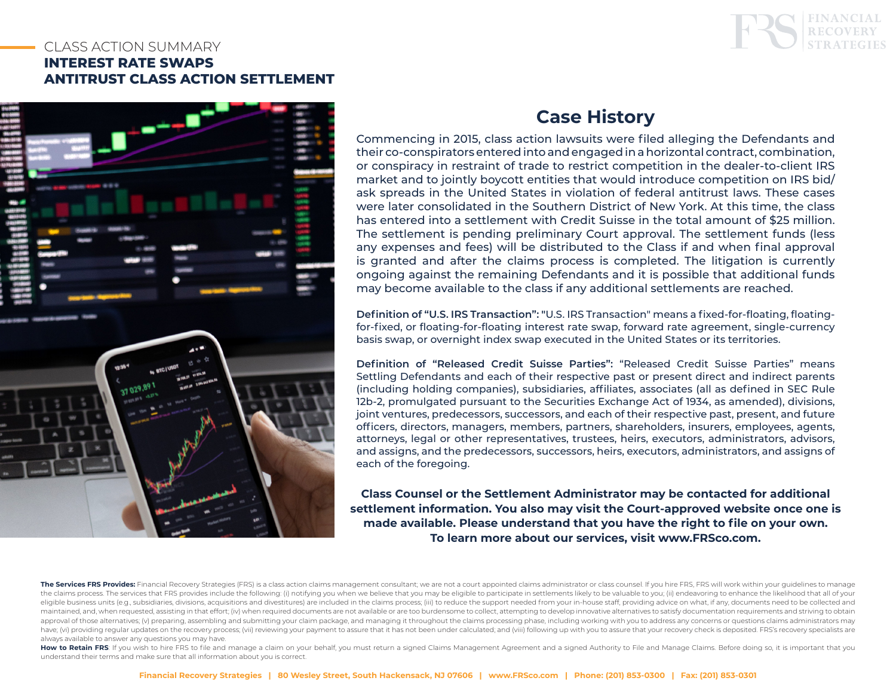CLASS ACTION SUMMARY

**INTEREST RATE SWAPS**

**ANTITRUST CLASS ACTION SETTLEMENT**

## Case History

Commencing in 2015, class action lawsuits were filed alleging the Defendants and their co-conspirators entered into and engaged in a horizontal contract, combination, or conspiracy in restraint of trade to restrict competition in the dealer-to-client IRS market and to jointly boycott entities that would introduce competition on IRS bid/ask spreads in the United States in violation of federal antitrust laws. These cases were later consolidated in the Southern District of New York. At this time, the class has entered into a settlement with Credit Suisse in the total amount of $25 million. The settlement is pending preliminary Court approval. The settlement funds (less any expenses and fees) will be distributed to the Class if and when final approval is granted and after the claims process is completed. The litigation is currently ongoing against the remaining Defendants and it is possible that additional funds may become available to the class if any additional settlements are reached.

**Definition of "U.S. IRS Transaction":** "U.S. IRS Transaction" means a fixed-for-floating, floating-for-fixed, or floating-for-floating interest rate swap, forward rate agreement, single-currency basis swap, or overnight index swap executed in the United States or its territories.

**Definition of "Released Credit Suisse Parties":** "Released Credit Suisse Parties" means Settling Defendants and each of their respective past or present direct and indirect parents (including holding companies), subsidiaries, affiliates, associates (all as defined in SEC Rule 12b-2, promulgated pursuant to the Securities Exchange Act of 1934, as amended), divisions, joint ventures, predecessors, successors, and each of their respective past, present, and future officers, directors, managers, members, partners, shareholders, insurers, employees, agents, attorneys, legal or other representatives, trustees, heirs, executors, administrators, advisors, and assigns, and the predecessors, successors, heirs, executors, administrators, and assigns of each of the foregoing.

**Class Counsel or the Settlement Administrator may be contacted for additional settlement information. You also may visit the Court-approved website once one is made available. Please understand that you have the right to file on your own. To learn more about our services, visit www.FRSco.com.**

**The Services FRS Provides:** Financial Recovery Strategies (FRS) is a class action claims management consultant; we are not a court appointed claims administrator or class counsel. If you hire FRS, FRS will work within your guidelines to manage the claims process. The services that FRS provides include the following: (i) notifying you when we believe that you may be eligible to participate in settlements likely to be valuable to you; (ii) endeavoring to enhance the likelihood that all of your eligible business units (e.g., subsidiaries, divisions, acquisitions and divestitures) are included in the claims process; (iii) to reduce the support needed from your in-house staff, providing advice on what, if any, documents need to be collected and maintained, and, when requested, assisting in that effort; (iv) when required documents are not available or are too burdensome to collect, attempting to develop innovative alternatives to satisfy documentation requirements and striving to obtain approval of those alternatives; (v) preparing, assembling and submitting your claim package, and managing it throughout the claims processing phase, including working with you to address any concerns or questions claims administrators may have; (vi) providing regular updates on the recovery process; (vii) reviewing your payment to assure that it has not been under calculated; and (viii) following up with you to assure that your recovery check is deposited. FRS's recovery specialists are always available to answer any questions you may have.

**How to Retain FRS**: If you wish to hire FRS to file and manage a claim on your behalf, you must return a signed Claims Management Agreement and a signed Authority to File and Manage Claims. Before doing so, it is important that you understand their terms and make sure that all information about you is correct.

Financial Recovery Strategies | 80 Wesley Street, South Hackensack, NJ 07606 | www.FRSco.com | Phone: (201) 853-0300 | Fax: (201) 853-0301